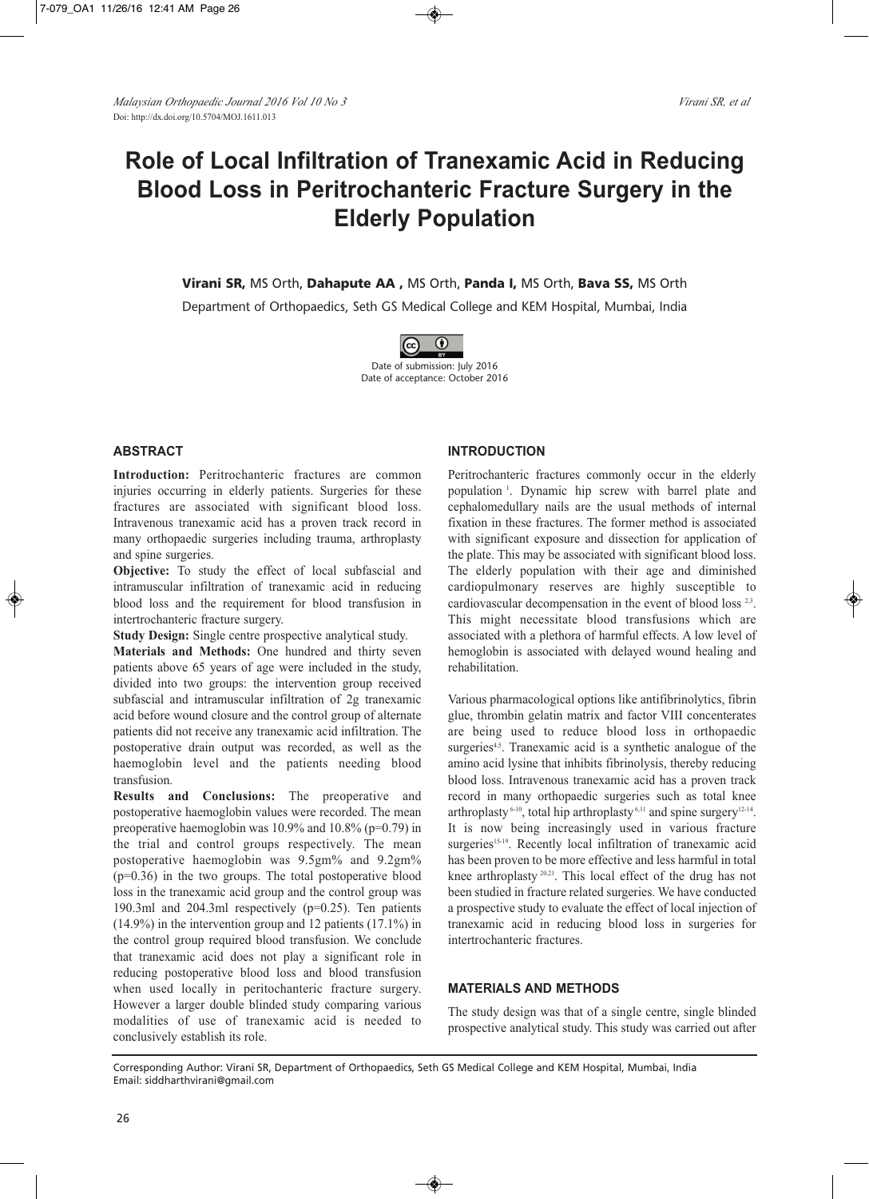# Role of Local Infiltration of Tranexamic Acid in Reducing Blood Loss in Peritrochanteric Fracture Surgery in the Elderly Population

**Virani SR,** MS Orth, **Dahapute AA ,** MS Orth, **Panda I,** MS Orth, **Bava SS,** MS Orth

Department of Orthopaedics, Seth GS Medical College and KEM Hospital, Mumbai, India

Date of submission: July 2016
Date of acceptance: October 2016

## ABSTRACT

**Introduction:** Peritrochanteric fractures are common injuries occurring in elderly patients. Surgeries for these fractures are associated with significant blood loss. Intravenous tranexamic acid has a proven track record in many orthopaedic surgeries including trauma, arthroplasty and spine surgeries.

**Objective:** To study the effect of local subfascial and intramuscular infiltration of tranexamic acid in reducing blood loss and the requirement for blood transfusion in intertrochanteric fracture surgery.

**Study Design:** Single centre prospective analytical study.

**Materials and Methods:** One hundred and thirty seven patients above 65 years of age were included in the study, divided into two groups: the intervention group received subfascial and intramuscular infiltration of 2g tranexamic acid before wound closure and the control group of alternate patients did not receive any tranexamic acid infiltration. The postoperative drain output was recorded, as well as the haemoglobin level and the patients needing blood transfusion.

**Results and Conclusions:** The preoperative and postoperative haemoglobin values were recorded. The mean preoperative haemoglobin was 10.9% and 10.8% (p=0.79) in the trial and control groups respectively. The mean postoperative haemoglobin was 9.5gm% and 9.2gm% (p=0.36) in the two groups. The total postoperative blood loss in the tranexamic acid group and the control group was 190.3ml and 204.3ml respectively (p=0.25). Ten patients (14.9%) in the intervention group and 12 patients (17.1%) in the control group required blood transfusion. We conclude that tranexamic acid does not play a significant role in reducing postoperative blood loss and blood transfusion when used locally in peritochanteric fracture surgery. However a larger double blinded study comparing various modalities of use of tranexamic acid is needed to conclusively establish its role.

## INTRODUCTION

Peritrochanteric fractures commonly occur in the elderly population [1]. Dynamic hip screw with barrel plate and cephalomedullary nails are the usual methods of internal fixation in these fractures. The former method is associated with significant exposure and dissection for application of the plate. This may be associated with significant blood loss. The elderly population with their age and diminished cardiopulmonary reserves are highly susceptible to cardiovascular decompensation in the event of blood loss [2,3]. This might necessitate blood transfusions which are associated with a plethora of harmful effects. A low level of hemoglobin is associated with delayed wound healing and rehabilitation.

Various pharmacological options like antifibrinolytics, fibrin glue, thrombin gelatin matrix and factor VIII concenterates are being used to reduce blood loss in orthopaedic surgeries[4,5]. Tranexamic acid is a synthetic analogue of the amino acid lysine that inhibits fibrinolysis, thereby reducing blood loss. Intravenous tranexamic acid has a proven track record in many orthopaedic surgeries such as total knee arthroplasty [6-10], total hip arthroplasty [6,11] and spine surgery[12-14]. It is now being increasingly used in various fracture surgeries[15-19]. Recently local infiltration of tranexamic acid has been proven to be more effective and less harmful in total knee arthroplasty [20,21]. This local effect of the drug has not been studied in fracture related surgeries. We have conducted a prospective study to evaluate the effect of local injection of tranexamic acid in reducing blood loss in surgeries for intertrochanteric fractures.

## MATERIALS AND METHODS

The study design was that of a single centre, single blinded prospective analytical study. This study was carried out after

Corresponding Author: Virani SR, Department of Orthopaedics, Seth GS Medical College and KEM Hospital, Mumbai, India
Email: siddharthvirani@gmail.com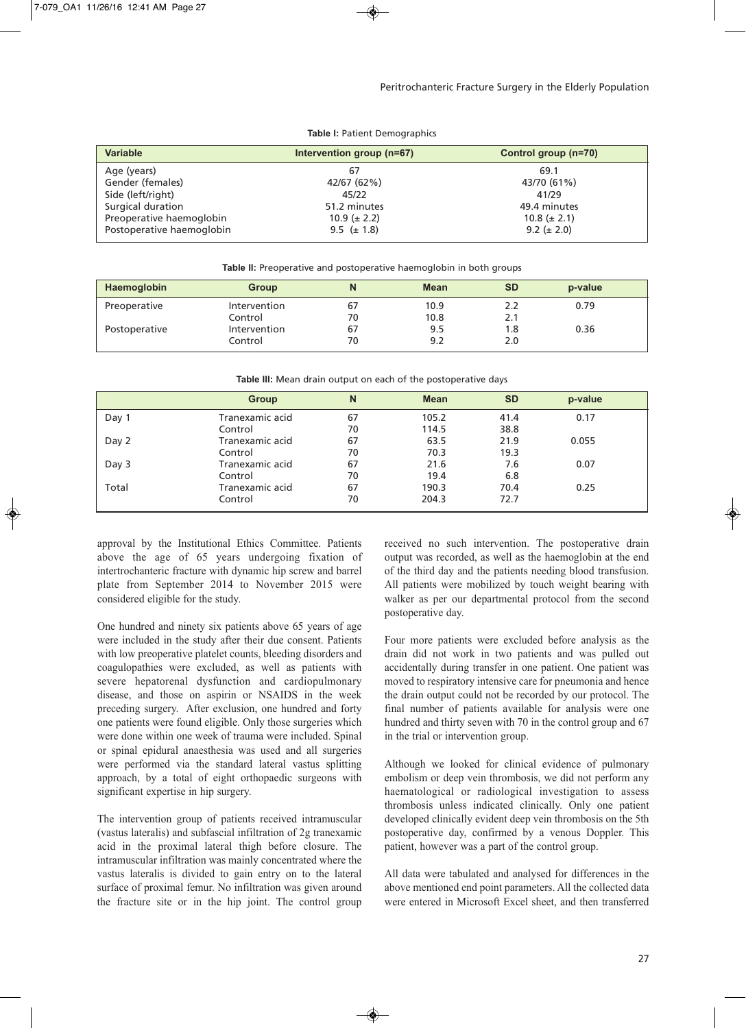**Table I:** Patient Demographics

| Variable | Intervention group (n=67) | Control group (n=70) |
|---|---|---|
| Age (years) | 67 | 69.1 |
| Gender (females) | 42/67 (62%) | 43/70 (61%) |
| Side (left/right) | 45/22 | 41/29 |
| Surgical duration | 51.2 minutes | 49.4 minutes |
| Preoperative haemoglobin | 10.9 (± 2.2) | 10.8 (± 2.1) |
| Postoperative haemoglobin | 9.5 (± 1.8) | 9.2 (± 2.0) |

**Table II:** Preoperative and postoperative haemoglobin in both groups

| Haemoglobin | Group | N | Mean | SD | p-value |
|---|---|---|---|---|---|
| Preoperative | Intervention | 67 | 10.9 | 2.2 | 0.79 |
| | Control | 70 | 10.8 | 2.1 | |
| Postoperative | Intervention | 67 | 9.5 | 1.8 | 0.36 |
| | Control | 70 | 9.2 | 2.0 | |

**Table III:** Mean drain output on each of the postoperative days

| | Group | N | Mean | SD | p-value |
|---|---|---|---|---|---|
| Day 1 | Tranexamic acid | 67 | 105.2 | 41.4 | 0.17 |
| | Control | 70 | 114.5 | 38.8 | |
| Day 2 | Tranexamic acid | 67 | 63.5 | 21.9 | 0.055 |
| | Control | 70 | 70.3 | 19.3 | |
| Day 3 | Tranexamic acid | 67 | 21.6 | 7.6 | 0.07 |
| | Control | 70 | 19.4 | 6.8 | |
| Total | Tranexamic acid | 67 | 190.3 | 70.4 | 0.25 |
| | Control | 70 | 204.3 | 72.7 | |

approval by the Institutional Ethics Committee. Patients above the age of 65 years undergoing fixation of intertrochanteric fracture with dynamic hip screw and barrel plate from September 2014 to November 2015 were considered eligible for the study.

One hundred and ninety six patients above 65 years of age were included in the study after their due consent. Patients with low preoperative platelet counts, bleeding disorders and coagulopathies were excluded, as well as patients with severe hepatorenal dysfunction and cardiopulmonary disease, and those on aspirin or NSAIDS in the week preceding surgery. After exclusion, one hundred and forty one patients were found eligible. Only those surgeries which were done within one week of trauma were included. Spinal or spinal epidural anaesthesia was used and all surgeries were performed via the standard lateral vastus splitting approach, by a total of eight orthopaedic surgeons with significant expertise in hip surgery.

The intervention group of patients received intramuscular (vastus lateralis) and subfascial infiltration of 2g tranexamic acid in the proximal lateral thigh before closure. The intramuscular infiltration was mainly concentrated where the vastus lateralis is divided to gain entry on to the lateral surface of proximal femur. No infiltration was given around the fracture site or in the hip joint. The control group received no such intervention. The postoperative drain output was recorded, as well as the haemoglobin at the end of the third day and the patients needing blood transfusion. All patients were mobilized by touch weight bearing with walker as per our departmental protocol from the second postoperative day.

Four more patients were excluded before analysis as the drain did not work in two patients and was pulled out accidentally during transfer in one patient. One patient was moved to respiratory intensive care for pneumonia and hence the drain output could not be recorded by our protocol. The final number of patients available for analysis were one hundred and thirty seven with 70 in the control group and 67 in the trial or intervention group.

Although we looked for clinical evidence of pulmonary embolism or deep vein thrombosis, we did not perform any haematological or radiological investigation to assess thrombosis unless indicated clinically. Only one patient developed clinically evident deep vein thrombosis on the 5th postoperative day, confirmed by a venous Doppler. This patient, however was a part of the control group.

All data were tabulated and analysed for differences in the above mentioned end point parameters. All the collected data were entered in Microsoft Excel sheet, and then transferred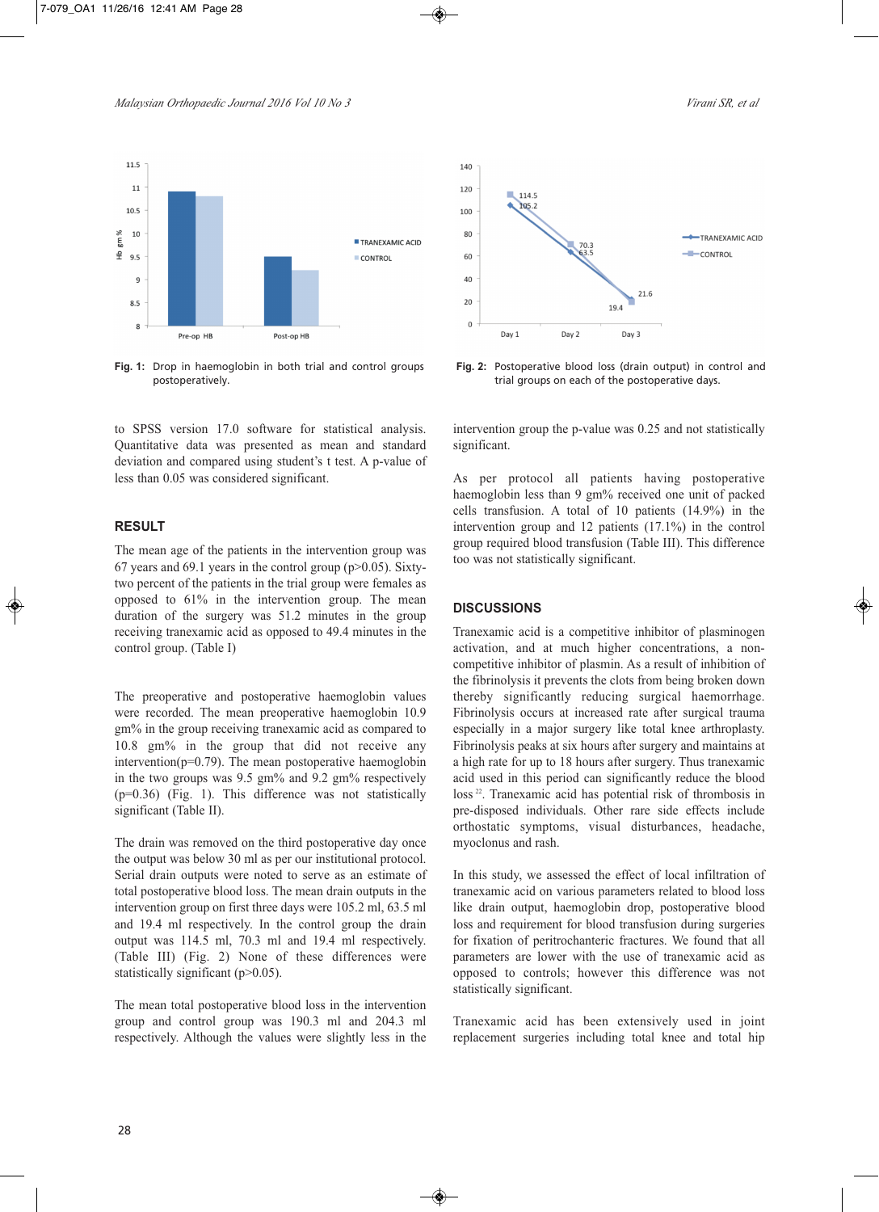Fig. 1: Drop in haemoglobin in both trial and control groups postoperatively.

Fig. 2: Postoperative blood loss (drain output) in control and trial groups on each of the postoperative days.

to SPSS version 17.0 software for statistical analysis. Quantitative data was presented as mean and standard deviation and compared using student's t test. A p-value of less than 0.05 was considered significant.

## RESULT

The mean age of the patients in the intervention group was 67 years and 69.1 years in the control group (p>0.05). Sixty-two percent of the patients in the trial group were females as opposed to 61% in the intervention group. The mean duration of the surgery was 51.2 minutes in the group receiving tranexamic acid as opposed to 49.4 minutes in the control group. (Table I)

The preoperative and postoperative haemoglobin values were recorded. The mean preoperative haemoglobin 10.9 gm% in the group receiving tranexamic acid as compared to 10.8 gm% in the group that did not receive any intervention(p=0.79). The mean postoperative haemoglobin in the two groups was 9.5 gm% and 9.2 gm% respectively (p=0.36) (Fig. 1). This difference was not statistically significant (Table II).

The drain was removed on the third postoperative day once the output was below 30 ml as per our institutional protocol. Serial drain outputs were noted to serve as an estimate of total postoperative blood loss. The mean drain outputs in the intervention group on first three days were 105.2 ml, 63.5 ml and 19.4 ml respectively. In the control group the drain output was 114.5 ml, 70.3 ml and 19.4 ml respectively. (Table III) (Fig. 2) None of these differences were statistically significant (p>0.05).

The mean total postoperative blood loss in the intervention group and control group was 190.3 ml and 204.3 ml respectively. Although the values were slightly less in the intervention group the p-value was 0.25 and not statistically significant.

As per protocol all patients having postoperative haemoglobin less than 9 gm% received one unit of packed cells transfusion. A total of 10 patients (14.9%) in the intervention group and 12 patients (17.1%) in the control group required blood transfusion (Table III). This difference too was not statistically significant.

## DISCUSSIONS

Tranexamic acid is a competitive inhibitor of plasminogen activation, and at much higher concentrations, a non-competitive inhibitor of plasmin. As a result of inhibition of the fibrinolysis it prevents the clots from being broken down thereby significantly reducing surgical haemorrhage. Fibrinolysis occurs at increased rate after surgical trauma especially in a major surgery like total knee arthroplasty. Fibrinolysis peaks at six hours after surgery and maintains at a high rate for up to 18 hours after surgery. Thus tranexamic acid used in this period can significantly reduce the blood loss [22]. Tranexamic acid has potential risk of thrombosis in pre-disposed individuals. Other rare side effects include orthostatic symptoms, visual disturbances, headache, myoclonus and rash.

In this study, we assessed the effect of local infiltration of tranexamic acid on various parameters related to blood loss like drain output, haemoglobin drop, postoperative blood loss and requirement for blood transfusion during surgeries for fixation of peritrochanteric fractures. We found that all parameters are lower with the use of tranexamic acid as opposed to controls; however this difference was not statistically significant.

Tranexamic acid has been extensively used in joint replacement surgeries including total knee and total hip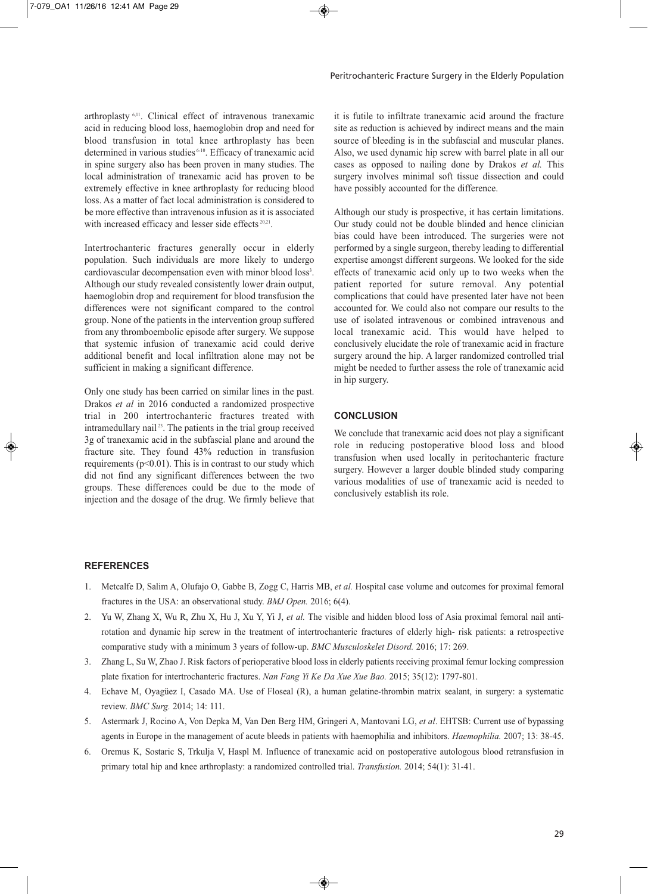arthroplasty [6,11]. Clinical effect of intravenous tranexamic acid in reducing blood loss, haemoglobin drop and need for blood transfusion in total knee arthroplasty has been determined in various studies [6-10]. Efficacy of tranexamic acid in spine surgery also has been proven in many studies. The local administration of tranexamic acid has proven to be extremely effective in knee arthroplasty for reducing blood loss. As a matter of fact local administration is considered to be more effective than intravenous infusion as it is associated with increased efficacy and lesser side effects [20,21].

Intertrochanteric fractures generally occur in elderly population. Such individuals are more likely to undergo cardiovascular decompensation even with minor blood loss[3]. Although our study revealed consistently lower drain output, haemoglobin drop and requirement for blood transfusion the differences were not significant compared to the control group. None of the patients in the intervention group suffered from any thromboembolic episode after surgery. We suppose that systemic infusion of tranexamic acid could derive additional benefit and local infiltration alone may not be sufficient in making a significant difference.

Only one study has been carried on similar lines in the past. Drakos *et al* in 2016 conducted a randomized prospective trial in 200 intertrochanteric fractures treated with intramedullary nail [23]. The patients in the trial group received 3g of tranexamic acid in the subfascial plane and around the fracture site. They found 43% reduction in transfusion requirements ($p<0.01$). This is in contrast to our study which did not find any significant differences between the two groups. These differences could be due to the mode of injection and the dosage of the drug. We firmly believe that it is futile to infiltrate tranexamic acid around the fracture site as reduction is achieved by indirect means and the main source of bleeding is in the subfascial and muscular planes. Also, we used dynamic hip screw with barrel plate in all our cases as opposed to nailing done by Drakos *et al.* This surgery involves minimal soft tissue dissection and could have possibly accounted for the difference.

Although our study is prospective, it has certain limitations. Our study could not be double blinded and hence clinician bias could have been introduced. The surgeries were not performed by a single surgeon, thereby leading to differential expertise amongst different surgeons. We looked for the side effects of tranexamic acid only up to two weeks when the patient reported for suture removal. Any potential complications that could have presented later have not been accounted for. We could also not compare our results to the use of isolated intravenous or combined intravenous and local tranexamic acid. This would have helped to conclusively elucidate the role of tranexamic acid in fracture surgery around the hip. A larger randomized controlled trial might be needed to further assess the role of tranexamic acid in hip surgery.

## CONCLUSION

We conclude that tranexamic acid does not play a significant role in reducing postoperative blood loss and blood transfusion when used locally in peritochanteric fracture surgery. However a larger double blinded study comparing various modalities of use of tranexamic acid is needed to conclusively establish its role.

## REFERENCES

1. Metcalfe D, Salim A, Olufajo O, Gabbe B, Zogg C, Harris MB, *et al.* Hospital case volume and outcomes for proximal femoral fractures in the USA: an observational study. *BMJ Open.* 2016; 6(4).
2. Yu W, Zhang X, Wu R, Zhu X, Hu J, Xu Y, Yi J, *et al.* The visible and hidden blood loss of Asia proximal femoral nail anti-rotation and dynamic hip screw in the treatment of intertrochanteric fractures of elderly high- risk patients: a retrospective comparative study with a minimum 3 years of follow-up. *BMC Musculoskelet Disord.* 2016; 17: 269.
3. Zhang L, Su W, Zhao J. Risk factors of perioperative blood loss in elderly patients receiving proximal femur locking compression plate fixation for intertrochanteric fractures. *Nan Fang Yi Ke Da Xue Xue Bao.* 2015; 35(12): 1797-801.
4. Echave M, Oyagüez I, Casado MA. Use of Floseal (R), a human gelatine-thrombin matrix sealant, in surgery: a systematic review. *BMC Surg.* 2014; 14: 111.
5. Astermark J, Rocino A, Von Depka M, Van Den Berg HM, Gringeri A, Mantovani LG, *et al*. EHTSB: Current use of bypassing agents in Europe in the management of acute bleeds in patients with haemophilia and inhibitors. *Haemophilia.* 2007; 13: 38-45.
6. Oremus K, Sostaric S, Trkulja V, Haspl M. Influence of tranexamic acid on postoperative autologous blood retransfusion in primary total hip and knee arthroplasty: a randomized controlled trial. *Transfusion.* 2014; 54(1): 31-41.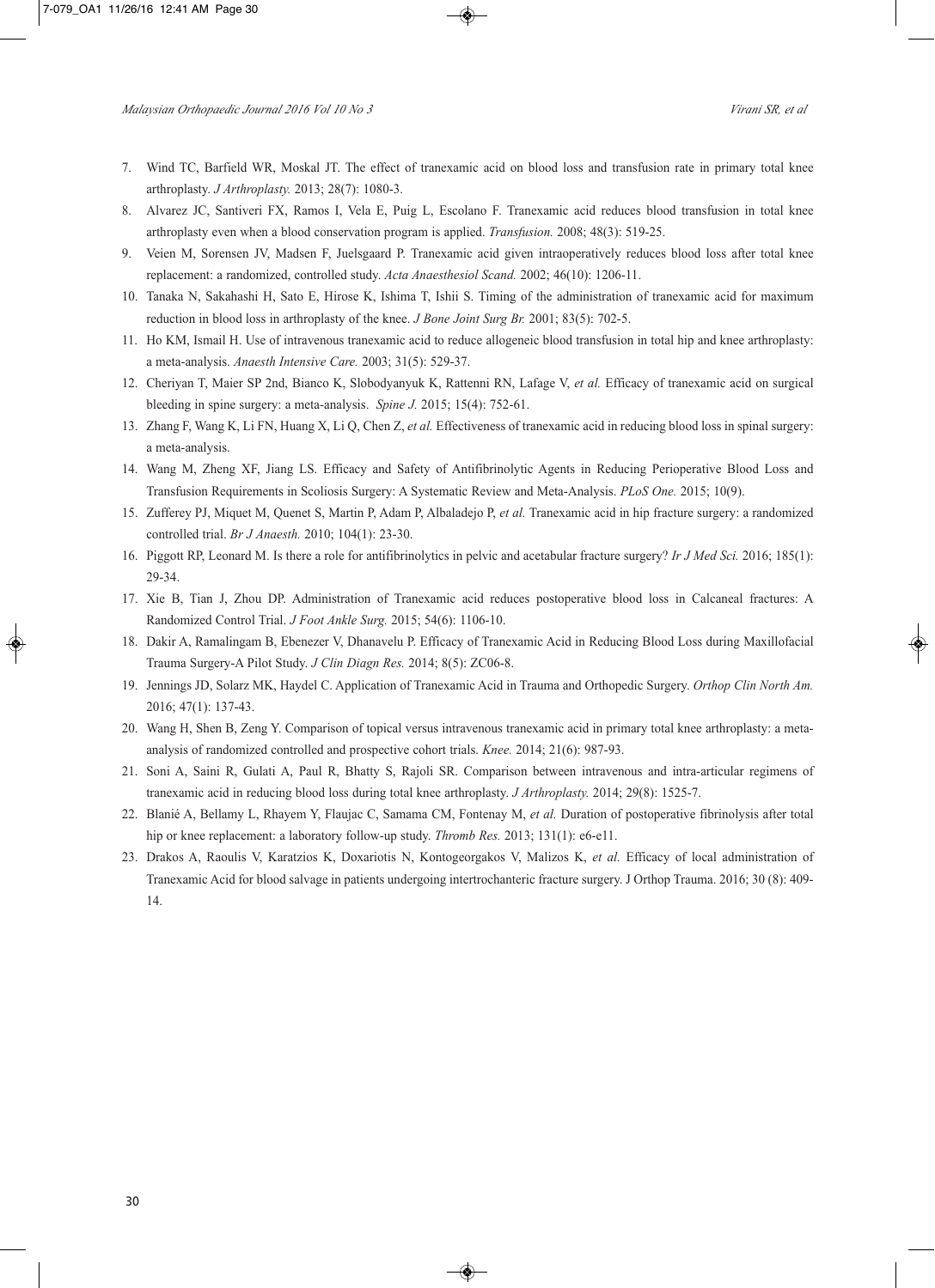7. Wind TC, Barfield WR, Moskal JT. The effect of tranexamic acid on blood loss and transfusion rate in primary total knee arthroplasty. *J Arthroplasty.* 2013; 28(7): 1080-3.
8. Alvarez JC, Santiveri FX, Ramos I, Vela E, Puig L, Escolano F. Tranexamic acid reduces blood transfusion in total knee arthroplasty even when a blood conservation program is applied. *Transfusion.* 2008; 48(3): 519-25.
9. Veien M, Sorensen JV, Madsen F, Juelsgaard P. Tranexamic acid given intraoperatively reduces blood loss after total knee replacement: a randomized, controlled study. *Acta Anaesthesiol Scand.* 2002; 46(10): 1206-11.
10. Tanaka N, Sakahashi H, Sato E, Hirose K, Ishima T, Ishii S. Timing of the administration of tranexamic acid for maximum reduction in blood loss in arthroplasty of the knee. *J Bone Joint Surg Br.* 2001; 83(5): 702-5.
11. Ho KM, Ismail H. Use of intravenous tranexamic acid to reduce allogeneic blood transfusion in total hip and knee arthroplasty: a meta-analysis. *Anaesth Intensive Care.* 2003; 31(5): 529-37.
12. Cheriyan T, Maier SP 2nd, Bianco K, Slobodyanyuk K, Rattenni RN, Lafage V, *et al.* Efficacy of tranexamic acid on surgical bleeding in spine surgery: a meta-analysis. *Spine J.* 2015; 15(4): 752-61.
13. Zhang F, Wang K, Li FN, Huang X, Li Q, Chen Z, *et al.* Effectiveness of tranexamic acid in reducing blood loss in spinal surgery: a meta-analysis.
14. Wang M, Zheng XF, Jiang LS. Efficacy and Safety of Antifibrinolytic Agents in Reducing Perioperative Blood Loss and Transfusion Requirements in Scoliosis Surgery: A Systematic Review and Meta-Analysis. *PLoS One.* 2015; 10(9).
15. Zufferey PJ, Miquet M, Quenet S, Martin P, Adam P, Albaladejo P, *et al.* Tranexamic acid in hip fracture surgery: a randomized controlled trial. *Br J Anaesth.* 2010; 104(1): 23-30.
16. Piggott RP, Leonard M. Is there a role for antifibrinolytics in pelvic and acetabular fracture surgery? *Ir J Med Sci.* 2016; 185(1): 29-34.
17. Xie B, Tian J, Zhou DP. Administration of Tranexamic acid reduces postoperative blood loss in Calcaneal fractures: A Randomized Control Trial. *J Foot Ankle Surg.* 2015; 54(6): 1106-10.
18. Dakir A, Ramalingam B, Ebenezer V, Dhanavelu P. Efficacy of Tranexamic Acid in Reducing Blood Loss during Maxillofacial Trauma Surgery-A Pilot Study. *J Clin Diagn Res.* 2014; 8(5): ZC06-8.
19. Jennings JD, Solarz MK, Haydel C. Application of Tranexamic Acid in Trauma and Orthopedic Surgery. *Orthop Clin North Am.* 2016; 47(1): 137-43.
20. Wang H, Shen B, Zeng Y. Comparison of topical versus intravenous tranexamic acid in primary total knee arthroplasty: a meta-analysis of randomized controlled and prospective cohort trials. *Knee.* 2014; 21(6): 987-93.
21. Soni A, Saini R, Gulati A, Paul R, Bhatty S, Rajoli SR. Comparison between intravenous and intra-articular regimens of tranexamic acid in reducing blood loss during total knee arthroplasty. *J Arthroplasty.* 2014; 29(8): 1525-7.
22. Blanié A, Bellamy L, Rhayem Y, Flaujac C, Samama CM, Fontenay M, *et al.* Duration of postoperative fibrinolysis after total hip or knee replacement: a laboratory follow-up study. *Thromb Res.* 2013; 131(1): e6-e11.
23. Drakos A, Raoulis V, Karatzios K, Doxariotis N, Kontogeorgakos V, Malizos K, *et al.* Efficacy of local administration of Tranexamic Acid for blood salvage in patients undergoing intertrochanteric fracture surgery. J Orthop Trauma. 2016; 30 (8): 409-14.